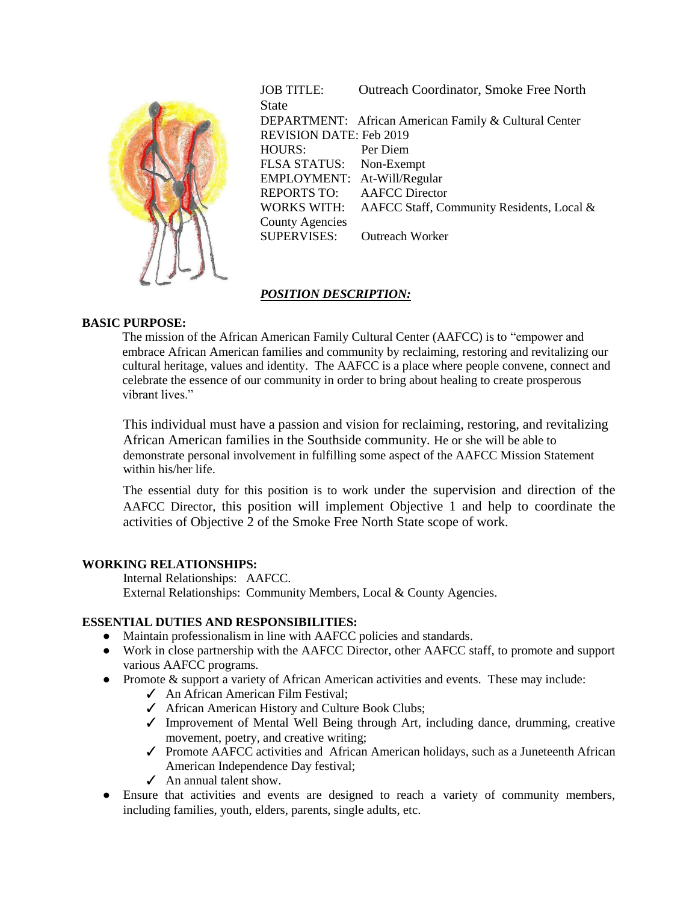JOB TITLE: Outreach Coordinator, Smoke Free North State
DEPARTMENT: African American Family & Cultural Center
REVISION DATE: Feb 2019
HOURS: Per Diem
FLSA STATUS: Non-Exempt
EMPLOYMENT: At-Will/Regular
REPORTS TO: AAFCC Director
WORKS WITH: AAFCC Staff, Community Residents, Local & County Agencies
SUPERVISES: Outreach Worker

***POSITION DESCRIPTION:***

**BASIC PURPOSE:**

The mission of the African American Family Cultural Center (AAFCC) is to "empower and embrace African American families and community by reclaiming, restoring and revitalizing our cultural heritage, values and identity. The AAFCC is a place where people convene, connect and celebrate the essence of our community in order to bring about healing to create prosperous vibrant lives."

This individual must have a passion and vision for reclaiming, restoring, and revitalizing African American families in the Southside community. He or she will be able to demonstrate personal involvement in fulfilling some aspect of the AAFCC Mission Statement within his/her life.

The essential duty for this position is to work under the supervision and direction of the AAFCC Director, this position will implement Objective 1 and help to coordinate the activities of Objective 2 of the Smoke Free North State scope of work.

**WORKING RELATIONSHIPS:**

Internal Relationships: AAFCC.
External Relationships: Community Members, Local & County Agencies.

**ESSENTIAL DUTIES AND RESPONSIBILITIES:**

- Maintain professionalism in line with AAFCC policies and standards.
- Work in close partnership with the AAFCC Director, other AAFCC staff, to promote and support various AAFCC programs.
- Promote & support a variety of African American activities and events. These may include:
  - ✓ An African American Film Festival;
  - ✓ African American History and Culture Book Clubs;
  - ✓ Improvement of Mental Well Being through Art, including dance, drumming, creative movement, poetry, and creative writing;
  - ✓ Promote AAFCC activities and African American holidays, such as a Juneteenth African American Independence Day festival;
  - ✓ An annual talent show.
- Ensure that activities and events are designed to reach a variety of community members, including families, youth, elders, parents, single adults, etc.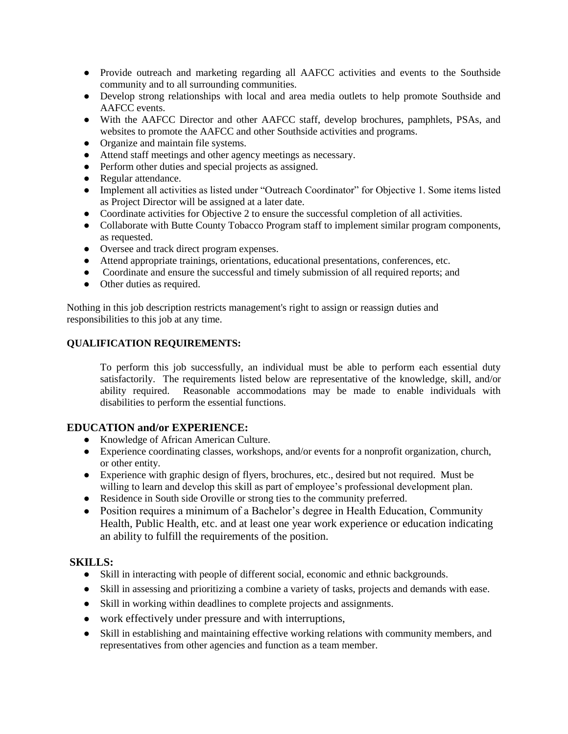- Provide outreach and marketing regarding all AAFCC activities and events to the Southside community and to all surrounding communities.
- Develop strong relationships with local and area media outlets to help promote Southside and AAFCC events.
- With the AAFCC Director and other AAFCC staff, develop brochures, pamphlets, PSAs, and websites to promote the AAFCC and other Southside activities and programs.
- Organize and maintain file systems.
- Attend staff meetings and other agency meetings as necessary.
- Perform other duties and special projects as assigned.
- Regular attendance.
- Implement all activities as listed under "Outreach Coordinator" for Objective 1. Some items listed as Project Director will be assigned at a later date.
- Coordinate activities for Objective 2 to ensure the successful completion of all activities.
- Collaborate with Butte County Tobacco Program staff to implement similar program components, as requested.
- Oversee and track direct program expenses.
- Attend appropriate trainings, orientations, educational presentations, conferences, etc.
- Coordinate and ensure the successful and timely submission of all required reports; and
- Other duties as required.

Nothing in this job description restricts management's right to assign or reassign duties and responsibilities to this job at any time.

**QUALIFICATION REQUIREMENTS:**

To perform this job successfully, an individual must be able to perform each essential duty satisfactorily. The requirements listed below are representative of the knowledge, skill, and/or ability required. Reasonable accommodations may be made to enable individuals with disabilities to perform the essential functions.

**EDUCATION and/or EXPERIENCE:**

- Knowledge of African American Culture.
- Experience coordinating classes, workshops, and/or events for a nonprofit organization, church, or other entity.
- Experience with graphic design of flyers, brochures, etc., desired but not required. Must be willing to learn and develop this skill as part of employee's professional development plan.
- Residence in South side Oroville or strong ties to the community preferred.
- Position requires a minimum of a Bachelor's degree in Health Education, Community Health, Public Health, etc. and at least one year work experience or education indicating an ability to fulfill the requirements of the position.

**SKILLS:**

- Skill in interacting with people of different social, economic and ethnic backgrounds.
- Skill in assessing and prioritizing a combine a variety of tasks, projects and demands with ease.
- Skill in working within deadlines to complete projects and assignments.
- work effectively under pressure and with interruptions,
- Skill in establishing and maintaining effective working relations with community members, and representatives from other agencies and function as a team member.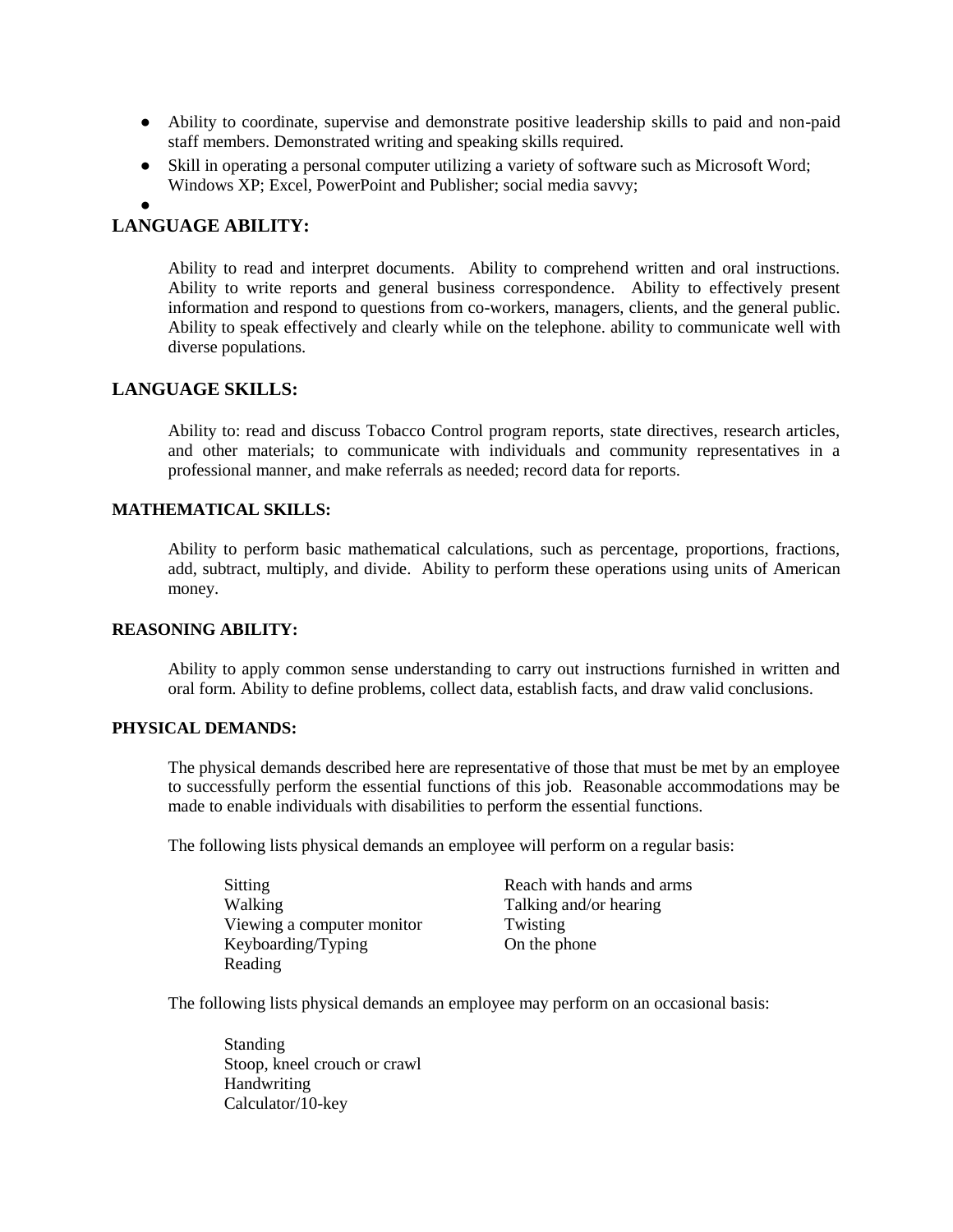- Ability to coordinate, supervise and demonstrate positive leadership skills to paid and non-paid staff members. Demonstrated writing and speaking skills required.
- Skill in operating a personal computer utilizing a variety of software such as Microsoft Word; Windows XP; Excel, PowerPoint and Publisher; social media savvy;
-

## LANGUAGE ABILITY:

Ability to read and interpret documents. Ability to comprehend written and oral instructions. Ability to write reports and general business correspondence. Ability to effectively present information and respond to questions from co-workers, managers, clients, and the general public. Ability to speak effectively and clearly while on the telephone. ability to communicate well with diverse populations.

## LANGUAGE SKILLS:

Ability to: read and discuss Tobacco Control program reports, state directives, research articles, and other materials; to communicate with individuals and community representatives in a professional manner, and make referrals as needed; record data for reports.

### MATHEMATICAL SKILLS:

Ability to perform basic mathematical calculations, such as percentage, proportions, fractions, add, subtract, multiply, and divide. Ability to perform these operations using units of American money.

### REASONING ABILITY:

Ability to apply common sense understanding to carry out instructions furnished in written and oral form. Ability to define problems, collect data, establish facts, and draw valid conclusions.

### PHYSICAL DEMANDS:

The physical demands described here are representative of those that must be met by an employee to successfully perform the essential functions of this job. Reasonable accommodations may be made to enable individuals with disabilities to perform the essential functions.

The following lists physical demands an employee will perform on a regular basis:

Sitting
Walking
Viewing a computer monitor
Keyboarding/Typing
Reading
Reach with hands and arms
Talking and/or hearing
Twisting
On the phone

The following lists physical demands an employee may perform on an occasional basis:

Standing
Stoop, kneel crouch or crawl
Handwriting
Calculator/10-key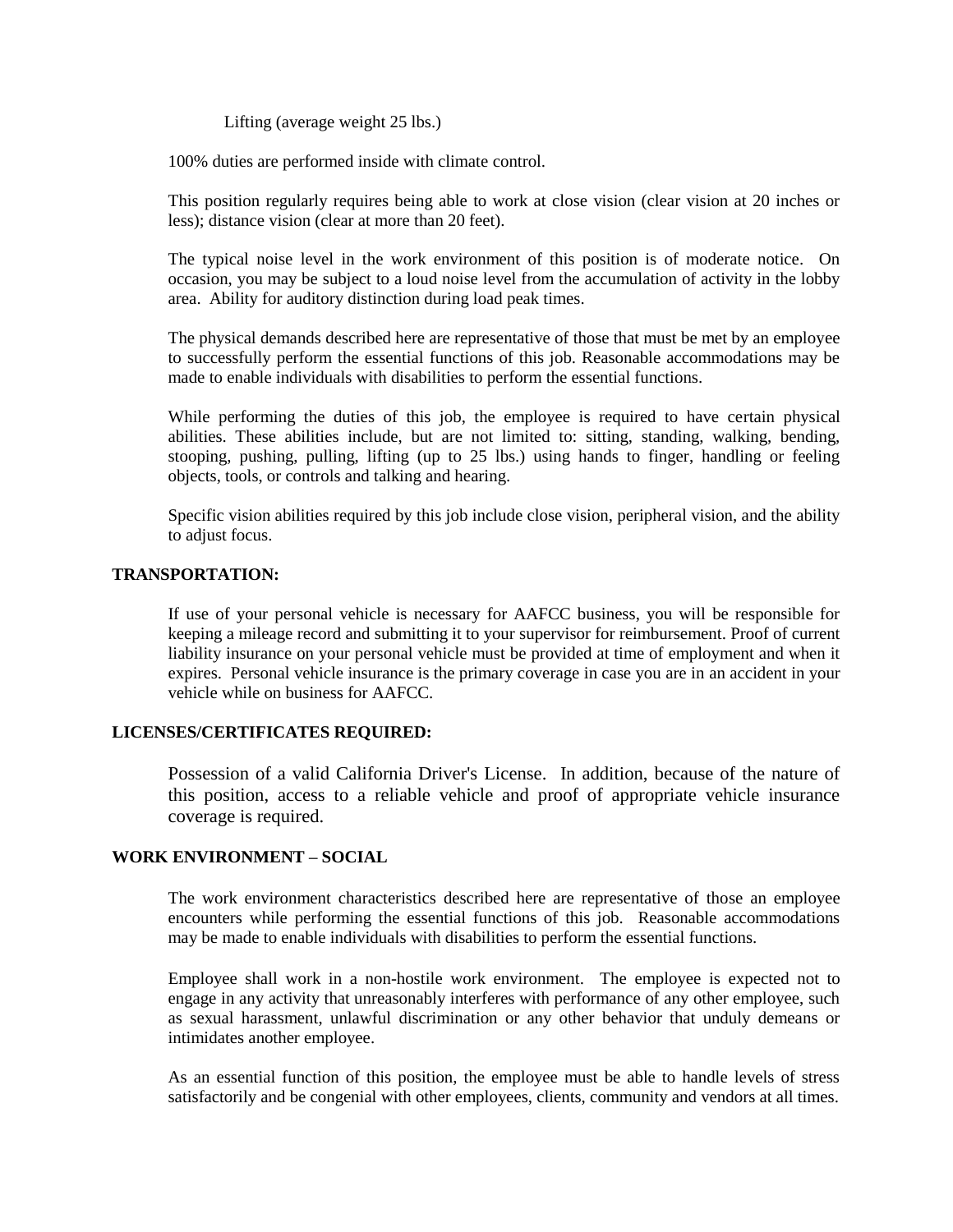Lifting (average weight 25 lbs.)

100% duties are performed inside with climate control.

This position regularly requires being able to work at close vision (clear vision at 20 inches or less); distance vision (clear at more than 20 feet).

The typical noise level in the work environment of this position is of moderate notice. On occasion, you may be subject to a loud noise level from the accumulation of activity in the lobby area. Ability for auditory distinction during load peak times.

The physical demands described here are representative of those that must be met by an employee to successfully perform the essential functions of this job. Reasonable accommodations may be made to enable individuals with disabilities to perform the essential functions.

While performing the duties of this job, the employee is required to have certain physical abilities. These abilities include, but are not limited to: sitting, standing, walking, bending, stooping, pushing, pulling, lifting (up to 25 lbs.) using hands to finger, handling or feeling objects, tools, or controls and talking and hearing.

Specific vision abilities required by this job include close vision, peripheral vision, and the ability to adjust focus.

**TRANSPORTATION:**

If use of your personal vehicle is necessary for AAFCC business, you will be responsible for keeping a mileage record and submitting it to your supervisor for reimbursement. Proof of current liability insurance on your personal vehicle must be provided at time of employment and when it expires. Personal vehicle insurance is the primary coverage in case you are in an accident in your vehicle while on business for AAFCC.

**LICENSES/CERTIFICATES REQUIRED:**

Possession of a valid California Driver's License. In addition, because of the nature of this position, access to a reliable vehicle and proof of appropriate vehicle insurance coverage is required.

**WORK ENVIRONMENT – SOCIAL**

The work environment characteristics described here are representative of those an employee encounters while performing the essential functions of this job. Reasonable accommodations may be made to enable individuals with disabilities to perform the essential functions.

Employee shall work in a non-hostile work environment. The employee is expected not to engage in any activity that unreasonably interferes with performance of any other employee, such as sexual harassment, unlawful discrimination or any other behavior that unduly demeans or intimidates another employee.

As an essential function of this position, the employee must be able to handle levels of stress satisfactorily and be congenial with other employees, clients, community and vendors at all times.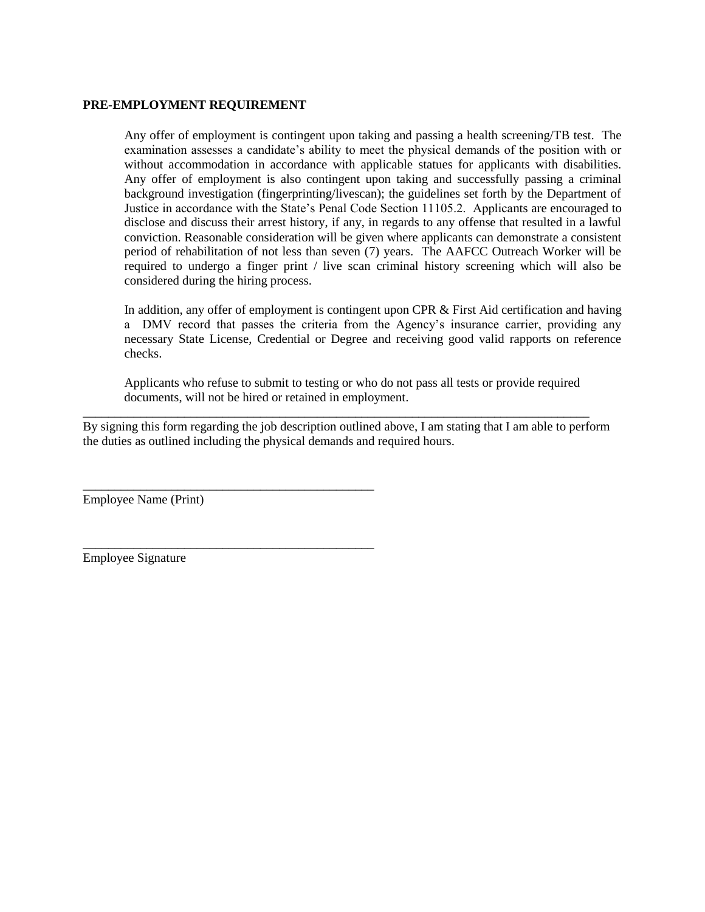**PRE-EMPLOYMENT REQUIREMENT**

Any offer of employment is contingent upon taking and passing a health screening/TB test. The examination assesses a candidate's ability to meet the physical demands of the position with or without accommodation in accordance with applicable statues for applicants with disabilities. Any offer of employment is also contingent upon taking and successfully passing a criminal background investigation (fingerprinting/livescan); the guidelines set forth by the Department of Justice in accordance with the State's Penal Code Section 11105.2. Applicants are encouraged to disclose and discuss their arrest history, if any, in regards to any offense that resulted in a lawful conviction. Reasonable consideration will be given where applicants can demonstrate a consistent period of rehabilitation of not less than seven (7) years. The AAFCC Outreach Worker will be required to undergo a finger print / live scan criminal history screening which will also be considered during the hiring process.

In addition, any offer of employment is contingent upon CPR & First Aid certification and having a DMV record that passes the criteria from the Agency's insurance carrier, providing any necessary State License, Credential or Degree and receiving good valid rapports on reference checks.

Applicants who refuse to submit to testing or who do not pass all tests or provide required documents, will not be hired or retained in employment.

---

By signing this form regarding the job description outlined above, I am stating that I am able to perform the duties as outlined including the physical demands and required hours.

\_\_\_\_\_\_\_\_\_\_\_\_\_\_\_\_\_\_\_\_\_\_\_\_\_\_\_\_\_\_\_\_\_\_\_\_\_\_\_\_\_\_\_\_\_\_

Employee Name (Print)

\_\_\_\_\_\_\_\_\_\_\_\_\_\_\_\_\_\_\_\_\_\_\_\_\_\_\_\_\_\_\_\_\_\_\_\_\_\_\_\_\_\_\_\_\_\_

Employee Signature